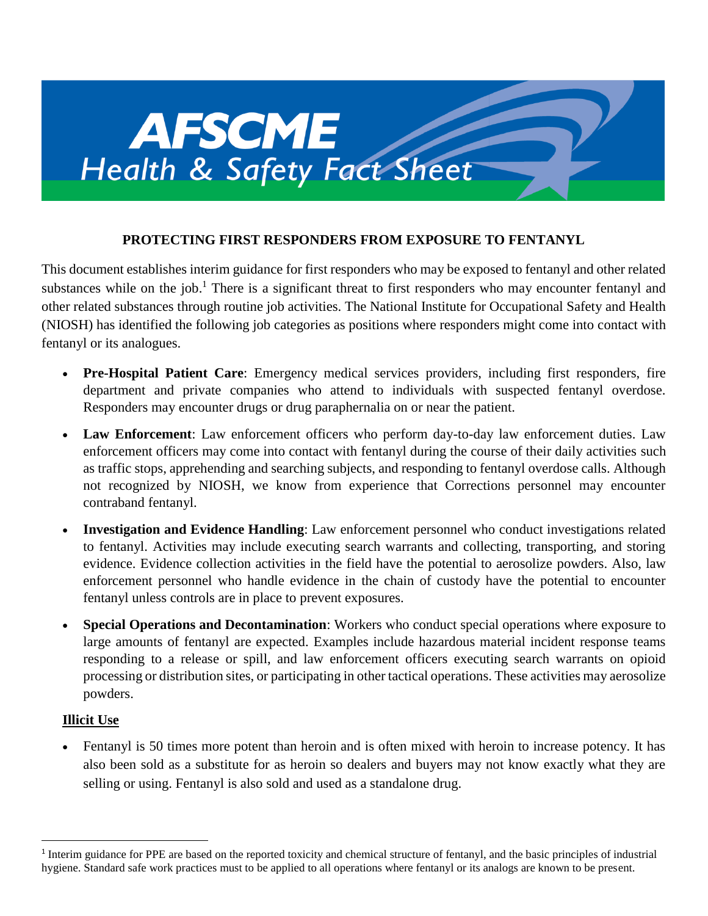# AFSCME Health & Safety Fact Sheet

## PROTECTING FIRST RESPONDERS FROM EXPOSURE TO FENTANYL

This document establishes interim guidance for first responders who may be exposed to fentanyl and other related substances while on the job.[1] There is a significant threat to first responders who may encounter fentanyl and other related substances through routine job activities. The National Institute for Occupational Safety and Health (NIOSH) has identified the following job categories as positions where responders might come into contact with fentanyl or its analogues.

- **Pre-Hospital Patient Care**: Emergency medical services providers, including first responders, fire department and private companies who attend to individuals with suspected fentanyl overdose. Responders may encounter drugs or drug paraphernalia on or near the patient.
- **Law Enforcement**: Law enforcement officers who perform day-to-day law enforcement duties. Law enforcement officers may come into contact with fentanyl during the course of their daily activities such as traffic stops, apprehending and searching subjects, and responding to fentanyl overdose calls. Although not recognized by NIOSH, we know from experience that Corrections personnel may encounter contraband fentanyl.
- **Investigation and Evidence Handling**: Law enforcement personnel who conduct investigations related to fentanyl. Activities may include executing search warrants and collecting, transporting, and storing evidence. Evidence collection activities in the field have the potential to aerosolize powders. Also, law enforcement personnel who handle evidence in the chain of custody have the potential to encounter fentanyl unless controls are in place to prevent exposures.
- **Special Operations and Decontamination**: Workers who conduct special operations where exposure to large amounts of fentanyl are expected. Examples include hazardous material incident response teams responding to a release or spill, and law enforcement officers executing search warrants on opioid processing or distribution sites, or participating in other tactical operations. These activities may aerosolize powders.

### Illicit Use

- Fentanyl is 50 times more potent than heroin and is often mixed with heroin to increase potency. It has also been sold as a substitute for as heroin so dealers and buyers may not know exactly what they are selling or using. Fentanyl is also sold and used as a standalone drug.

---

[1] Interim guidance for PPE are based on the reported toxicity and chemical structure of fentanyl, and the basic principles of industrial hygiene. Standard safe work practices must to be applied to all operations where fentanyl or its analogs are known to be present.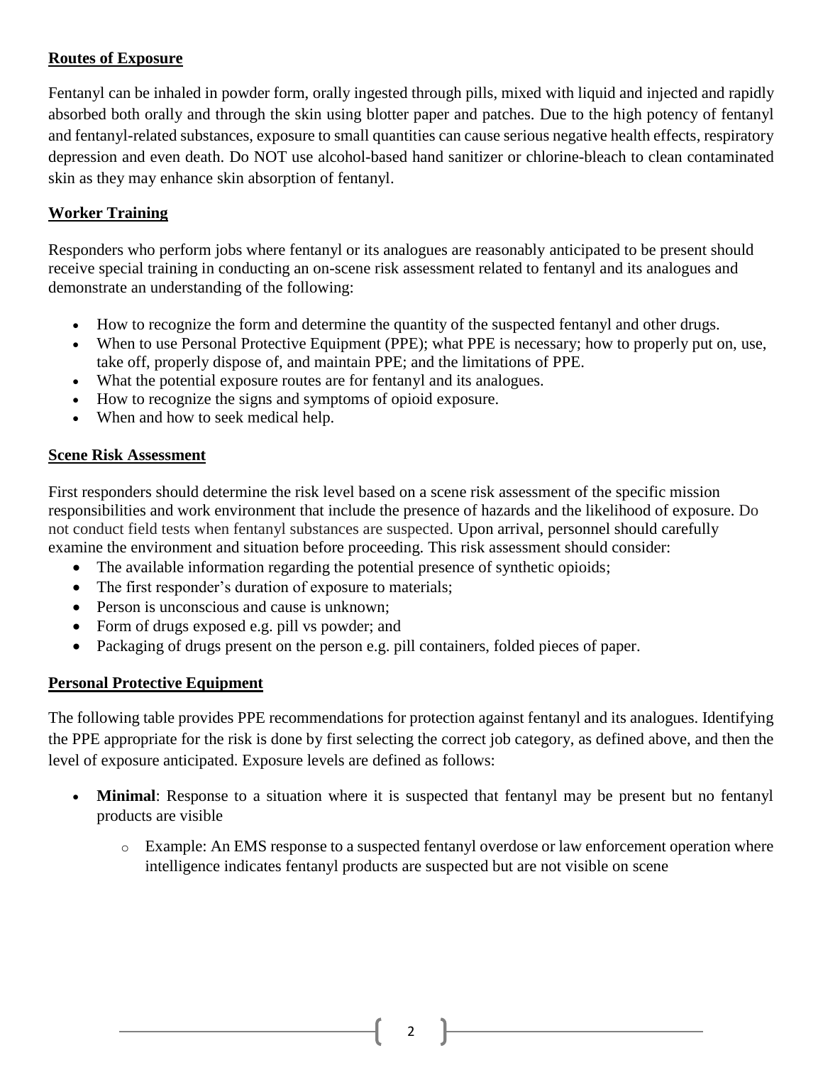## Routes of Exposure

Fentanyl can be inhaled in powder form, orally ingested through pills, mixed with liquid and injected and rapidly absorbed both orally and through the skin using blotter paper and patches. Due to the high potency of fentanyl and fentanyl-related substances, exposure to small quantities can cause serious negative health effects, respiratory depression and even death. Do NOT use alcohol-based hand sanitizer or chlorine-bleach to clean contaminated skin as they may enhance skin absorption of fentanyl.

## Worker Training

Responders who perform jobs where fentanyl or its analogues are reasonably anticipated to be present should receive special training in conducting an on-scene risk assessment related to fentanyl and its analogues and demonstrate an understanding of the following:

- How to recognize the form and determine the quantity of the suspected fentanyl and other drugs.
- When to use Personal Protective Equipment (PPE); what PPE is necessary; how to properly put on, use, take off, properly dispose of, and maintain PPE; and the limitations of PPE.
- What the potential exposure routes are for fentanyl and its analogues.
- How to recognize the signs and symptoms of opioid exposure.
- When and how to seek medical help.

## Scene Risk Assessment

First responders should determine the risk level based on a scene risk assessment of the specific mission responsibilities and work environment that include the presence of hazards and the likelihood of exposure. Do not conduct field tests when fentanyl substances are suspected. Upon arrival, personnel should carefully examine the environment and situation before proceeding. This risk assessment should consider:

- The available information regarding the potential presence of synthetic opioids;
- The first responder's duration of exposure to materials;
- Person is unconscious and cause is unknown;
- Form of drugs exposed e.g. pill vs powder; and
- Packaging of drugs present on the person e.g. pill containers, folded pieces of paper.

## Personal Protective Equipment

The following table provides PPE recommendations for protection against fentanyl and its analogues. Identifying the PPE appropriate for the risk is done by first selecting the correct job category, as defined above, and then the level of exposure anticipated. Exposure levels are defined as follows:

- **Minimal**: Response to a situation where it is suspected that fentanyl may be present but no fentanyl products are visible
  - Example: An EMS response to a suspected fentanyl overdose or law enforcement operation where intelligence indicates fentanyl products are suspected but are not visible on scene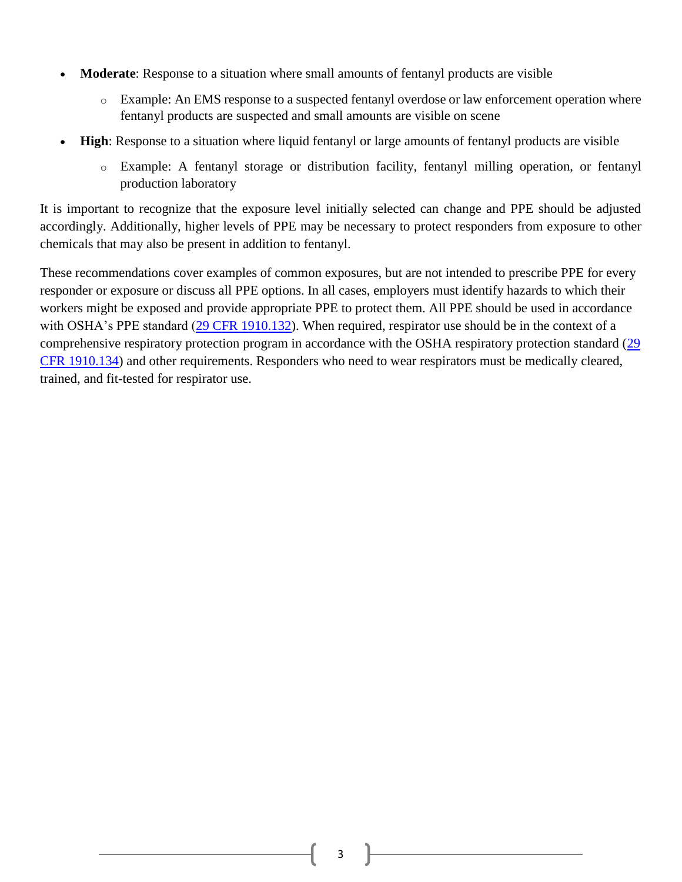- **Moderate**: Response to a situation where small amounts of fentanyl products are visible
    - Example: An EMS response to a suspected fentanyl overdose or law enforcement operation where fentanyl products are suspected and small amounts are visible on scene
- **High**: Response to a situation where liquid fentanyl or large amounts of fentanyl products are visible
    - Example: A fentanyl storage or distribution facility, fentanyl milling operation, or fentanyl production laboratory

It is important to recognize that the exposure level initially selected can change and PPE should be adjusted accordingly. Additionally, higher levels of PPE may be necessary to protect responders from exposure to other chemicals that may also be present in addition to fentanyl.

These recommendations cover examples of common exposures, but are not intended to prescribe PPE for every responder or exposure or discuss all PPE options. In all cases, employers must identify hazards to which their workers might be exposed and provide appropriate PPE to protect them. All PPE should be used in accordance with OSHA's PPE standard (29 CFR 1910.132). When required, respirator use should be in the context of a comprehensive respiratory protection program in accordance with the OSHA respiratory protection standard (29 CFR 1910.134) and other requirements. Responders who need to wear respirators must be medically cleared, trained, and fit-tested for respirator use.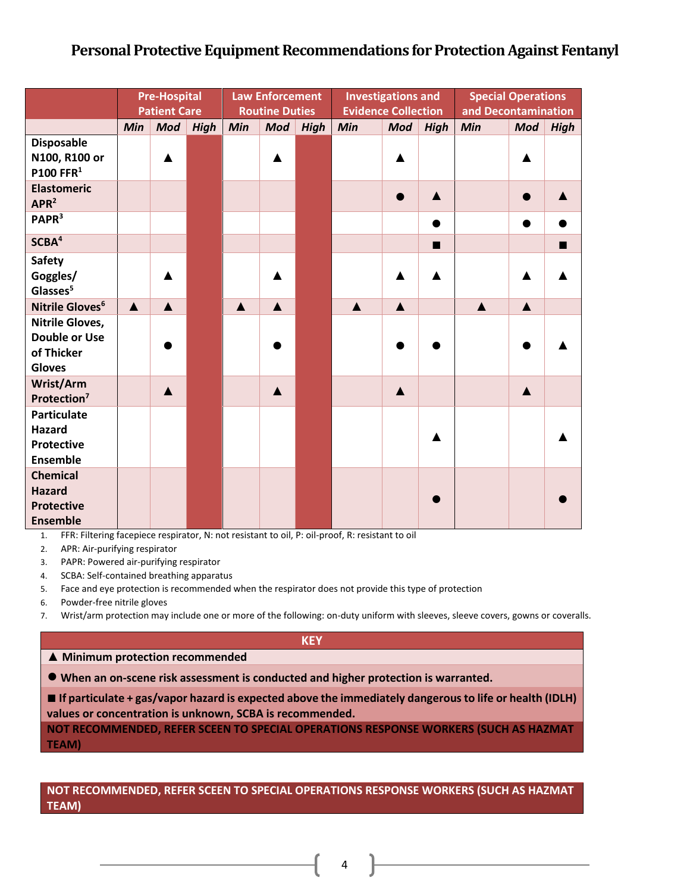# Personal Protective Equipment Recommendations for Protection Against Fentanyl

| | Pre-Hospital Patient Care | | | Law Enforcement Routine Duties | | | Investigations and Evidence Collection | | | Special Operations and Decontamination | | |
|---|---|---|---|---|---|---|---|---|---|---|---|---|
| | *Min* | *Mod* | *High* | *Min* | *Mod* | *High* | *Min* | *Mod* | *High* | *Min* | *Mod* | *High* |
| **Disposable N100, R100 or P100 FFR[1]** | | ▲ | | | ▲ | | | ▲ | | | ▲ | |
| **Elastomeric APR[2]** | | | | | | | | ● | ▲ | | ● | ▲ |
| **PAPR[3]** | | | | | | | | | ● | | ● | ● |
| **SCBA[4]** | | | | | | | | | ■ | | | ■ |
| **Safety Goggles/ Glasses[5]** | | ▲ | | | ▲ | | | ▲ | ▲ | | ▲ | ▲ |
| **Nitrile Gloves[6]** | ▲ | ▲ | | ▲ | ▲ | | ▲ | ▲ | | ▲ | ▲ | |
| **Nitrile Gloves, Double or Use of Thicker Gloves** | | ● | | | ● | | | ● | ● | | ● | ▲ |
| **Wrist/Arm Protection[7]** | | ▲ | | | ▲ | | | ▲ | | | ▲ | |
| **Particulate Hazard Protective Ensemble** | | | | | | | | | ▲ | | | ▲ |
| **Chemical Hazard Protective Ensemble** | | | | | | | | | ● | | | ● |

1. FFR: Filtering facepiece respirator, N: not resistant to oil, P: oil-proof, R: resistant to oil
2. APR: Air-purifying respirator
3. PAPR: Powered air-purifying respirator
4. SCBA: Self-contained breathing apparatus
5. Face and eye protection is recommended when the respirator does not provide this type of protection
6. Powder-free nitrile gloves
7. Wrist/arm protection may include one or more of the following: on-duty uniform with sleeves, sleeve covers, gowns or coveralls.

| KEY |
|---|
| ▲ **Minimum protection recommended** |
| ● **When an on-scene risk assessment is conducted and higher protection is warranted.** |
| ■ **If particulate + gas/vapor hazard is expected above the immediately dangerous to life or health (IDLH) values or concentration is unknown, SCBA is recommended.** |
| **NOT RECOMMENDED, REFER SCEEN TO SPECIAL OPERATIONS RESPONSE WORKERS (SUCH AS HAZMAT TEAM)** |

**NOT RECOMMENDED, REFER SCEEN TO SPECIAL OPERATIONS RESPONSE WORKERS (SUCH AS HAZMAT TEAM)**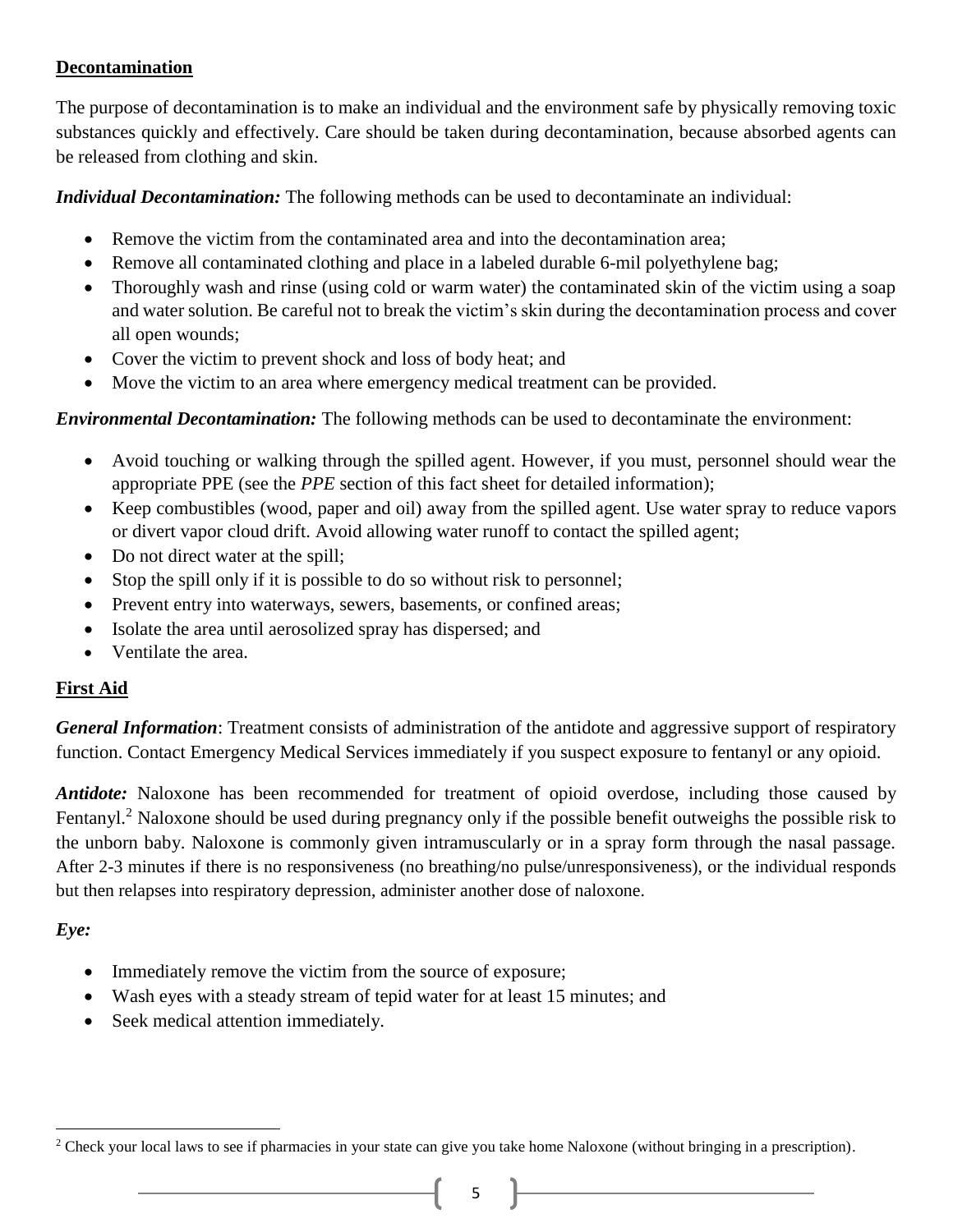## Decontamination

The purpose of decontamination is to make an individual and the environment safe by physically removing toxic substances quickly and effectively. Care should be taken during decontamination, because absorbed agents can be released from clothing and skin.

***Individual Decontamination:*** The following methods can be used to decontaminate an individual:

- Remove the victim from the contaminated area and into the decontamination area;
- Remove all contaminated clothing and place in a labeled durable 6-mil polyethylene bag;
- Thoroughly wash and rinse (using cold or warm water) the contaminated skin of the victim using a soap and water solution. Be careful not to break the victim's skin during the decontamination process and cover all open wounds;
- Cover the victim to prevent shock and loss of body heat; and
- Move the victim to an area where emergency medical treatment can be provided.

***Environmental Decontamination:*** The following methods can be used to decontaminate the environment:

- Avoid touching or walking through the spilled agent. However, if you must, personnel should wear the appropriate PPE (see the *PPE* section of this fact sheet for detailed information);
- Keep combustibles (wood, paper and oil) away from the spilled agent. Use water spray to reduce vapors or divert vapor cloud drift. Avoid allowing water runoff to contact the spilled agent;
- Do not direct water at the spill;
- Stop the spill only if it is possible to do so without risk to personnel;
- Prevent entry into waterways, sewers, basements, or confined areas;
- Isolate the area until aerosolized spray has dispersed; and
- Ventilate the area.

## First Aid

***General Information***: Treatment consists of administration of the antidote and aggressive support of respiratory function. Contact Emergency Medical Services immediately if you suspect exposure to fentanyl or any opioid.

***Antidote:*** Naloxone has been recommended for treatment of opioid overdose, including those caused by Fentanyl.[2] Naloxone should be used during pregnancy only if the possible benefit outweighs the possible risk to the unborn baby. Naloxone is commonly given intramuscularly or in a spray form through the nasal passage. After 2-3 minutes if there is no responsiveness (no breathing/no pulse/unresponsiveness), or the individual responds but then relapses into respiratory depression, administer another dose of naloxone.

***Eye:***

- Immediately remove the victim from the source of exposure;
- Wash eyes with a steady stream of tepid water for at least 15 minutes; and
- Seek medical attention immediately.

[2] Check your local laws to see if pharmacies in your state can give you take home Naloxone (without bringing in a prescription).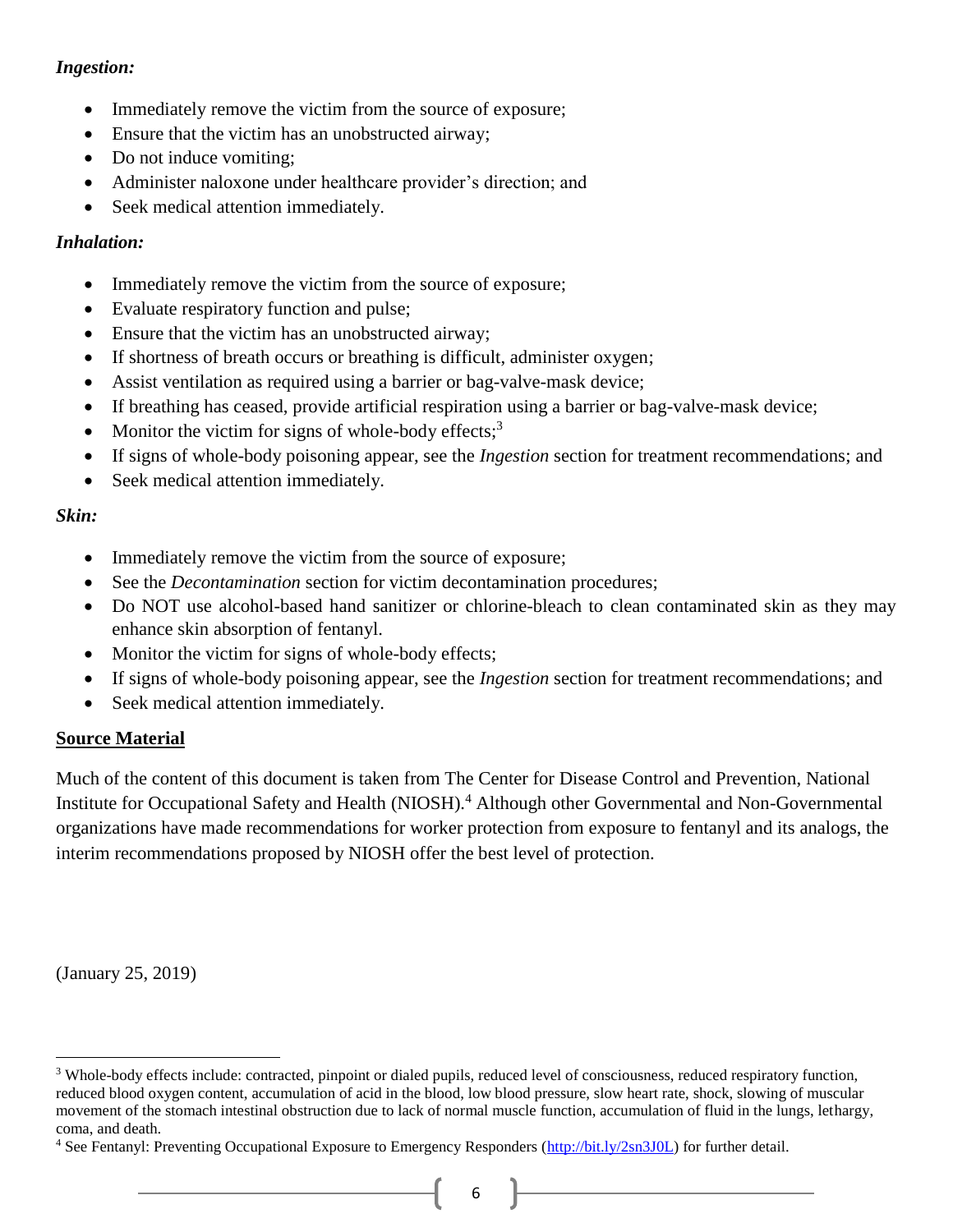***Ingestion:***

- Immediately remove the victim from the source of exposure;
- Ensure that the victim has an unobstructed airway;
- Do not induce vomiting;
- Administer naloxone under healthcare provider's direction; and
- Seek medical attention immediately.

***Inhalation:***

- Immediately remove the victim from the source of exposure;
- Evaluate respiratory function and pulse;
- Ensure that the victim has an unobstructed airway;
- If shortness of breath occurs or breathing is difficult, administer oxygen;
- Assist ventilation as required using a barrier or bag-valve-mask device;
- If breathing has ceased, provide artificial respiration using a barrier or bag-valve-mask device;
- Monitor the victim for signs of whole-body effects;[3]
- If signs of whole-body poisoning appear, see the *Ingestion* section for treatment recommendations; and
- Seek medical attention immediately.

***Skin:***

- Immediately remove the victim from the source of exposure;
- See the *Decontamination* section for victim decontamination procedures;
- Do NOT use alcohol-based hand sanitizer or chlorine-bleach to clean contaminated skin as they may enhance skin absorption of fentanyl.
- Monitor the victim for signs of whole-body effects;
- If signs of whole-body poisoning appear, see the *Ingestion* section for treatment recommendations; and
- Seek medical attention immediately.

**Source Material**

Much of the content of this document is taken from The Center for Disease Control and Prevention, National Institute for Occupational Safety and Health (NIOSH).[4] Although other Governmental and Non-Governmental organizations have made recommendations for worker protection from exposure to fentanyl and its analogs, the interim recommendations proposed by NIOSH offer the best level of protection.

(January 25, 2019)

---

[3] Whole-body effects include: contracted, pinpoint or dialed pupils, reduced level of consciousness, reduced respiratory function, reduced blood oxygen content, accumulation of acid in the blood, low blood pressure, slow heart rate, shock, slowing of muscular movement of the stomach intestinal obstruction due to lack of normal muscle function, accumulation of fluid in the lungs, lethargy, coma, and death.

[4] See Fentanyl: Preventing Occupational Exposure to Emergency Responders (http://bit.ly/2sn3J0L) for further detail.